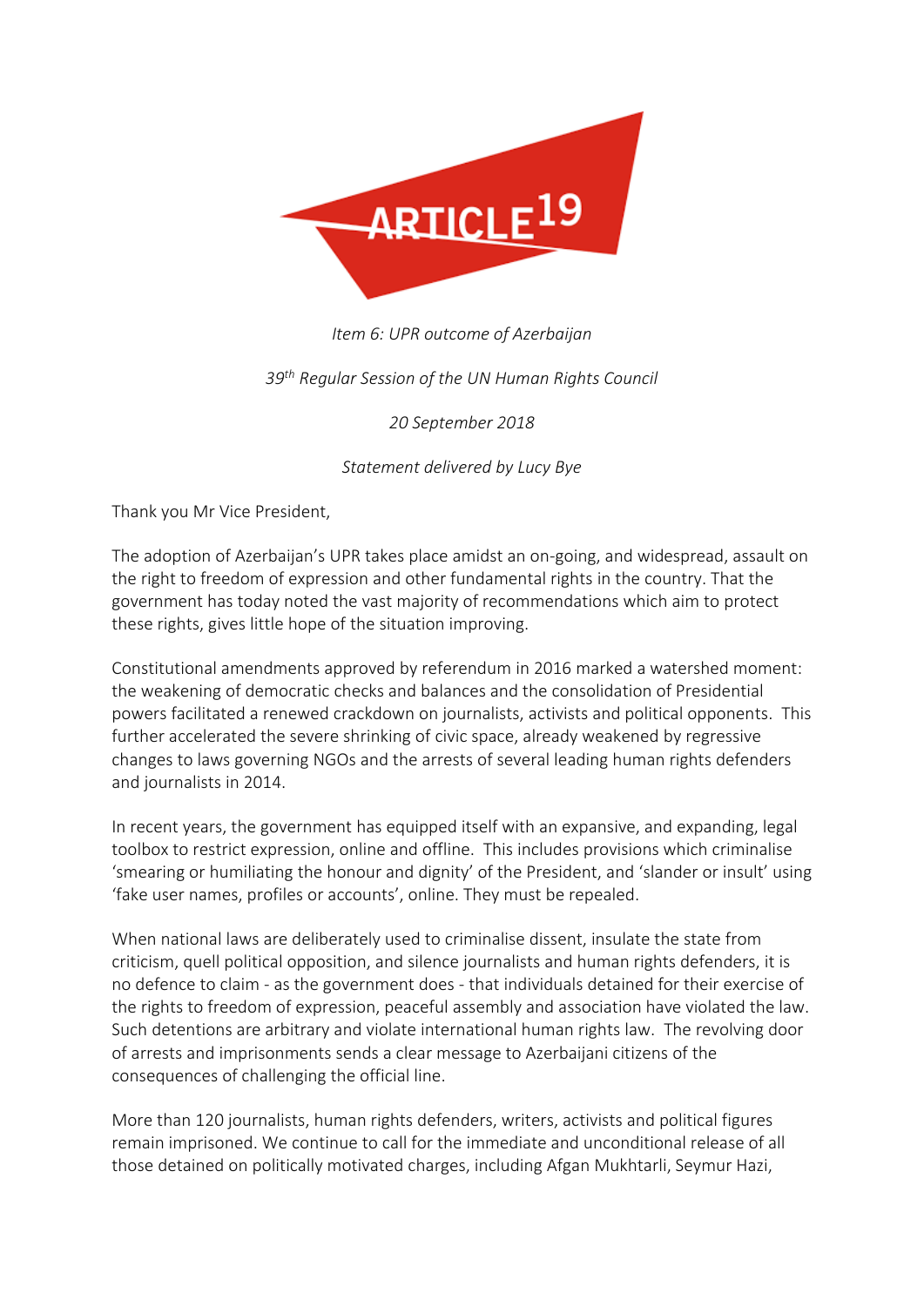ARTICLE 19

*Item 6: UPR outcome of Azerbaijan*

*39th Regular Session of the UN Human Rights Council*

*20 September 2018*

*Statement delivered by Lucy Bye*

Thank you Mr Vice President,

The adoption of Azerbaijan's UPR takes place amidst an on-going, and widespread, assault on the right to freedom of expression and other fundamental rights in the country. That the government has today noted the vast majority of recommendations which aim to protect these rights, gives little hope of the situation improving.

Constitutional amendments approved by referendum in 2016 marked a watershed moment: the weakening of democratic checks and balances and the consolidation of Presidential powers facilitated a renewed crackdown on journalists, activists and political opponents. This further accelerated the severe shrinking of civic space, already weakened by regressive changes to laws governing NGOs and the arrests of several leading human rights defenders and journalists in 2014.

In recent years, the government has equipped itself with an expansive, and expanding, legal toolbox to restrict expression, online and offline. This includes provisions which criminalise 'smearing or humiliating the honour and dignity' of the President, and 'slander or insult' using 'fake user names, profiles or accounts', online. They must be repealed.

When national laws are deliberately used to criminalise dissent, insulate the state from criticism, quell political opposition, and silence journalists and human rights defenders, it is no defence to claim - as the government does - that individuals detained for their exercise of the rights to freedom of expression, peaceful assembly and association have violated the law. Such detentions are arbitrary and violate international human rights law. The revolving door of arrests and imprisonments sends a clear message to Azerbaijani citizens of the consequences of challenging the official line.

More than 120 journalists, human rights defenders, writers, activists and political figures remain imprisoned. We continue to call for the immediate and unconditional release of all those detained on politically motivated charges, including Afgan Mukhtarli, Seymur Hazi,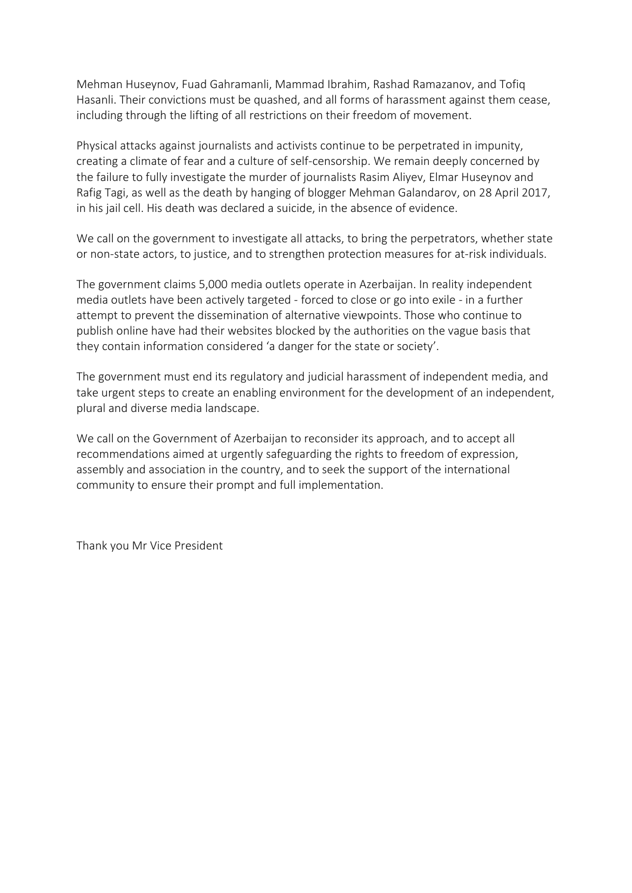Mehman Huseynov, Fuad Gahramanli, Mammad Ibrahim, Rashad Ramazanov, and Tofiq Hasanli. Their convictions must be quashed, and all forms of harassment against them cease, including through the lifting of all restrictions on their freedom of movement.

Physical attacks against journalists and activists continue to be perpetrated in impunity, creating a climate of fear and a culture of self-censorship. We remain deeply concerned by the failure to fully investigate the murder of journalists Rasim Aliyev, Elmar Huseynov and Rafig Tagi, as well as the death by hanging of blogger Mehman Galandarov, on 28 April 2017, in his jail cell. His death was declared a suicide, in the absence of evidence.

We call on the government to investigate all attacks, to bring the perpetrators, whether state or non-state actors, to justice, and to strengthen protection measures for at-risk individuals.

The government claims 5,000 media outlets operate in Azerbaijan. In reality independent media outlets have been actively targeted - forced to close or go into exile - in a further attempt to prevent the dissemination of alternative viewpoints. Those who continue to publish online have had their websites blocked by the authorities on the vague basis that they contain information considered 'a danger for the state or society'.

The government must end its regulatory and judicial harassment of independent media, and take urgent steps to create an enabling environment for the development of an independent, plural and diverse media landscape.

We call on the Government of Azerbaijan to reconsider its approach, and to accept all recommendations aimed at urgently safeguarding the rights to freedom of expression, assembly and association in the country, and to seek the support of the international community to ensure their prompt and full implementation.

Thank you Mr Vice President